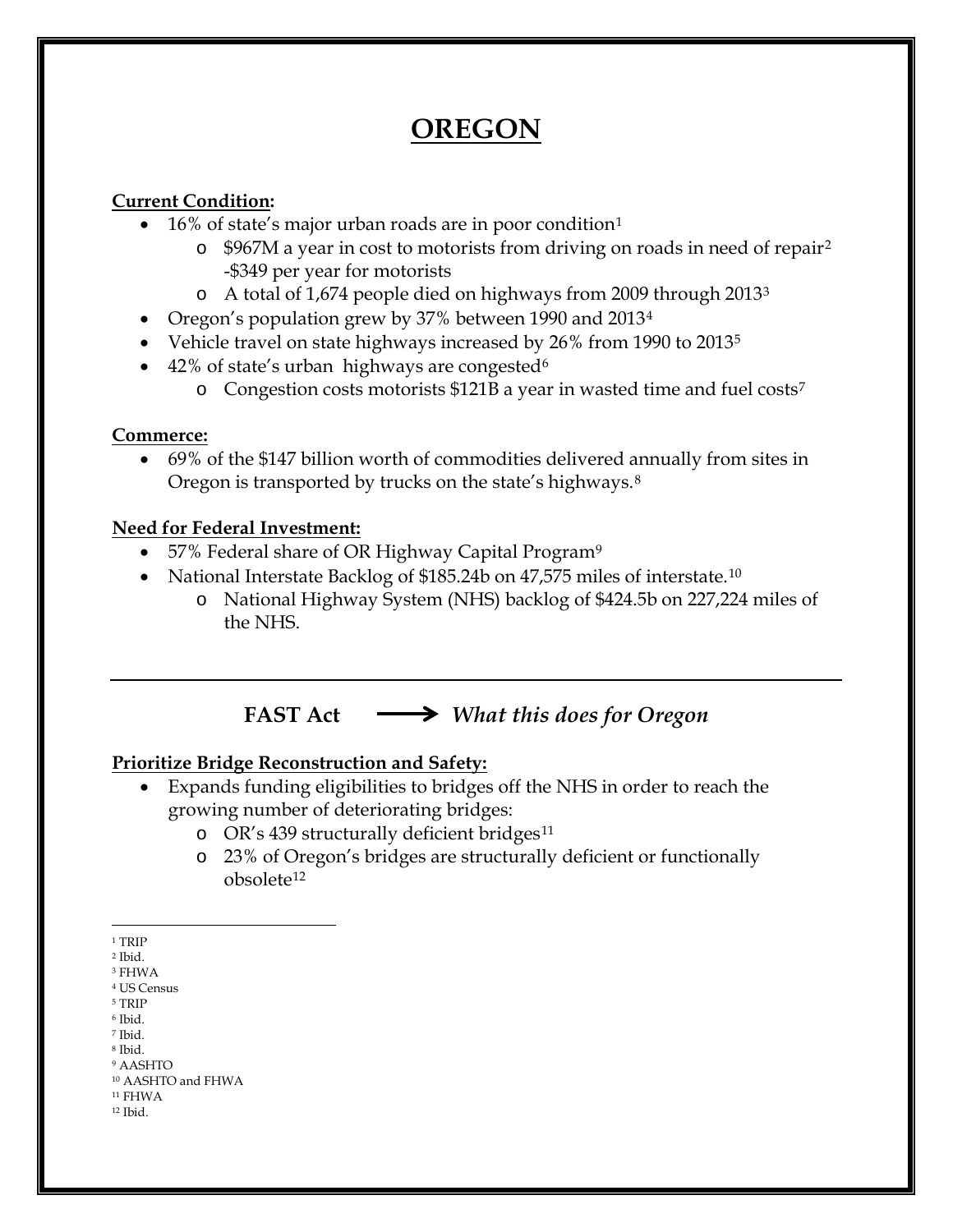# OREGON

**Current Condition:**

- 16% of state's major urban roads are in poor condition[1]
  - $967M a year in cost to motorists from driving on roads in need of repair[2] -$349 per year for motorists
  - A total of 1,674 people died on highways from 2009 through 2013[3]
- Oregon's population grew by 37% between 1990 and 2013[4]
- Vehicle travel on state highways increased by 26% from 1990 to 2013[5]
- 42% of state's urban highways are congested[6]
  - Congestion costs motorists $121B a year in wasted time and fuel costs[7]

**Commerce:**

- 69% of the $147 billion worth of commodities delivered annually from sites in Oregon is transported by trucks on the state's highways.[8]

**Need for Federal Investment:**

- 57% Federal share of OR Highway Capital Program[9]
- National Interstate Backlog of $185.24b on 47,575 miles of interstate.[10]
  - National Highway System (NHS) backlog of $424.5b on 227,224 miles of the NHS.

---

**FAST Act** ⟶ ***What this does for Oregon***

**Prioritize Bridge Reconstruction and Safety:**

- Expands funding eligibilities to bridges off the NHS in order to reach the growing number of deteriorating bridges:
  - OR's 439 structurally deficient bridges[11]
  - 23% of Oregon's bridges are structurally deficient or functionally obsolete[12]

---

[1] TRIP
[2] Ibid.
[3] FHWA
[4] US Census
[5] TRIP
[6] Ibid.
[7] Ibid.
[8] Ibid.
[9] AASHTO
[10] AASHTO and FHWA
[11] FHWA
[12] Ibid.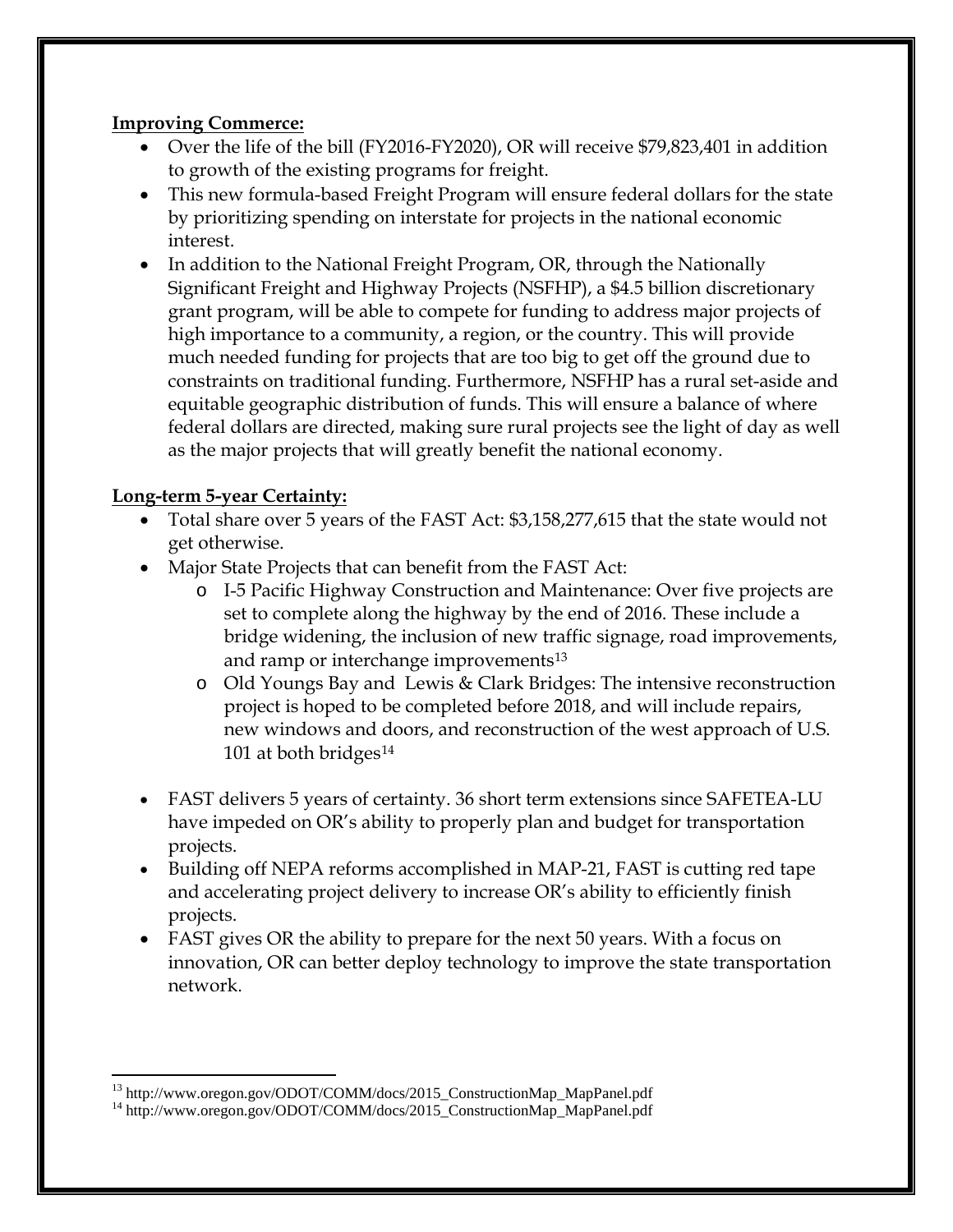**Improving Commerce:**

- Over the life of the bill (FY2016-FY2020), OR will receive $79,823,401 in addition to growth of the existing programs for freight.
- This new formula-based Freight Program will ensure federal dollars for the state by prioritizing spending on interstate for projects in the national economic interest.
- In addition to the National Freight Program, OR, through the Nationally Significant Freight and Highway Projects (NSFHP), a $4.5 billion discretionary grant program, will be able to compete for funding to address major projects of high importance to a community, a region, or the country. This will provide much needed funding for projects that are too big to get off the ground due to constraints on traditional funding. Furthermore, NSFHP has a rural set-aside and equitable geographic distribution of funds. This will ensure a balance of where federal dollars are directed, making sure rural projects see the light of day as well as the major projects that will greatly benefit the national economy.

**Long-term 5-year Certainty:**

- Total share over 5 years of the FAST Act: $3,158,277,615 that the state would not get otherwise.
- Major State Projects that can benefit from the FAST Act:
  - I-5 Pacific Highway Construction and Maintenance: Over five projects are set to complete along the highway by the end of 2016. These include a bridge widening, the inclusion of new traffic signage, road improvements, and ramp or interchange improvements[13]
  - Old Youngs Bay and Lewis & Clark Bridges: The intensive reconstruction project is hoped to be completed before 2018, and will include repairs, new windows and doors, and reconstruction of the west approach of U.S. 101 at both bridges[14]

- FAST delivers 5 years of certainty. 36 short term extensions since SAFETEA-LU have impeded on OR's ability to properly plan and budget for transportation projects.
- Building off NEPA reforms accomplished in MAP-21, FAST is cutting red tape and accelerating project delivery to increase OR's ability to efficiently finish projects.
- FAST gives OR the ability to prepare for the next 50 years. With a focus on innovation, OR can better deploy technology to improve the state transportation network.

---

[13] http://www.oregon.gov/ODOT/COMM/docs/2015_ConstructionMap_MapPanel.pdf

[14] http://www.oregon.gov/ODOT/COMM/docs/2015_ConstructionMap_MapPanel.pdf